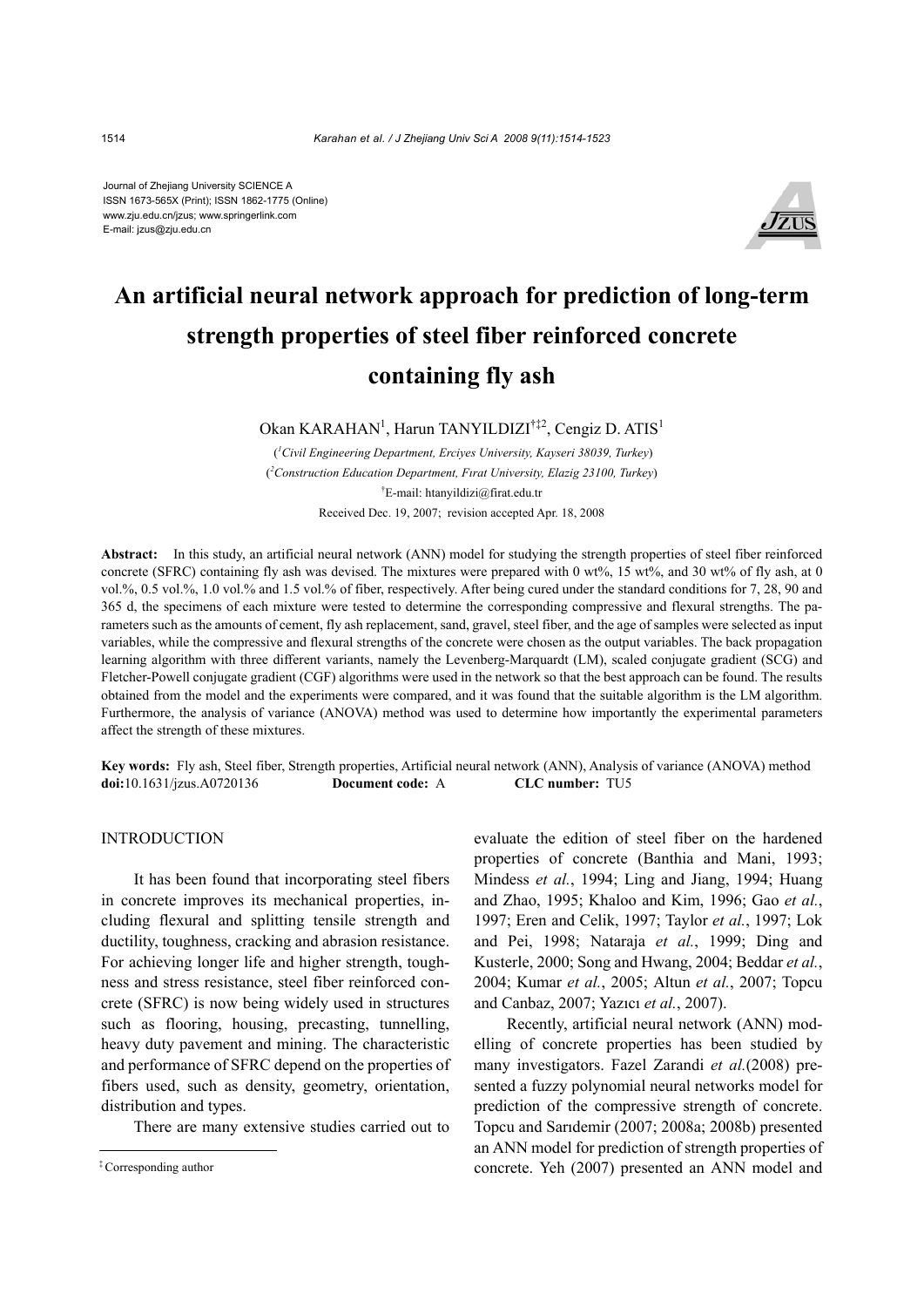Journal of Zhejiang University SCIENCE A
ISSN 1673-565X (Print); ISSN 1862-1775 (Online)
www.zju.edu.cn/jzus; www.springerlink.com
E-mail: jzus@zju.edu.cn

# An artificial neural network approach for prediction of long-term strength properties of steel fiber reinforced concrete containing fly ash

Okan KARAHAN[1], Harun TANYILDIZI[†‡2], Cengiz D. ATIS[1]

([1]*Civil Engineering Department, Erciyes University, Kayseri 38039, Turkey*)

([2]*Construction Education Department, Fırat University, Elazig 23100, Turkey*)

[†]E-mail: htanyildizi@firat.edu.tr

Received Dec. 19, 2007; revision accepted Apr. 18, 2008

**Abstract:** In this study, an artificial neural network (ANN) model for studying the strength properties of steel fiber reinforced concrete (SFRC) containing fly ash was devised. The mixtures were prepared with 0 wt%, 15 wt%, and 30 wt% of fly ash, at 0 vol.%, 0.5 vol.%, 1.0 vol.% and 1.5 vol.% of fiber, respectively. After being cured under the standard conditions for 7, 28, 90 and 365 d, the specimens of each mixture were tested to determine the corresponding compressive and flexural strengths. The parameters such as the amounts of cement, fly ash replacement, sand, gravel, steel fiber, and the age of samples were selected as input variables, while the compressive and flexural strengths of the concrete were chosen as the output variables. The back propagation learning algorithm with three different variants, namely the Levenberg-Marquardt (LM), scaled conjugate gradient (SCG) and Fletcher-Powell conjugate gradient (CGF) algorithms were used in the network so that the best approach can be found. The results obtained from the model and the experiments were compared, and it was found that the suitable algorithm is the LM algorithm. Furthermore, the analysis of variance (ANOVA) method was used to determine how importantly the experimental parameters affect the strength of these mixtures.

**Key words:** Fly ash, Steel fiber, Strength properties, Artificial neural network (ANN), Analysis of variance (ANOVA) method
**doi:**10.1631/jzus.A0720136 **Document code:** A **CLC number:** TU5

## INTRODUCTION

It has been found that incorporating steel fibers in concrete improves its mechanical properties, including flexural and splitting tensile strength and ductility, toughness, cracking and abrasion resistance. For achieving longer life and higher strength, toughness and stress resistance, steel fiber reinforced concrete (SFRC) is now being widely used in structures such as flooring, housing, precasting, tunnelling, heavy duty pavement and mining. The characteristic and performance of SFRC depend on the properties of fibers used, such as density, geometry, orientation, distribution and types.

There are many extensive studies carried out to evaluate the edition of steel fiber on the hardened properties of concrete (Banthia and Mani, 1993; Mindess *et al.*, 1994; Ling and Jiang, 1994; Huang and Zhao, 1995; Khaloo and Kim, 1996; Gao *et al.*, 1997; Eren and Celik, 1997; Taylor *et al.*, 1997; Lok and Pei, 1998; Nataraja *et al.*, 1999; Ding and Kusterle, 2000; Song and Hwang, 2004; Beddar *et al.*, 2004; Kumar *et al.*, 2005; Altun *et al.*, 2007; Topcu and Canbaz, 2007; Yazıcı *et al.*, 2007).

Recently, artificial neural network (ANN) modelling of concrete properties has been studied by many investigators. Fazel Zarandi *et al.*(2008) presented a fuzzy polynomial neural networks model for prediction of the compressive strength of concrete. Topcu and Sarıdemir (2007; 2008a; 2008b) presented an ANN model for prediction of strength properties of concrete. Yeh (2007) presented an ANN model and

[‡] Corresponding author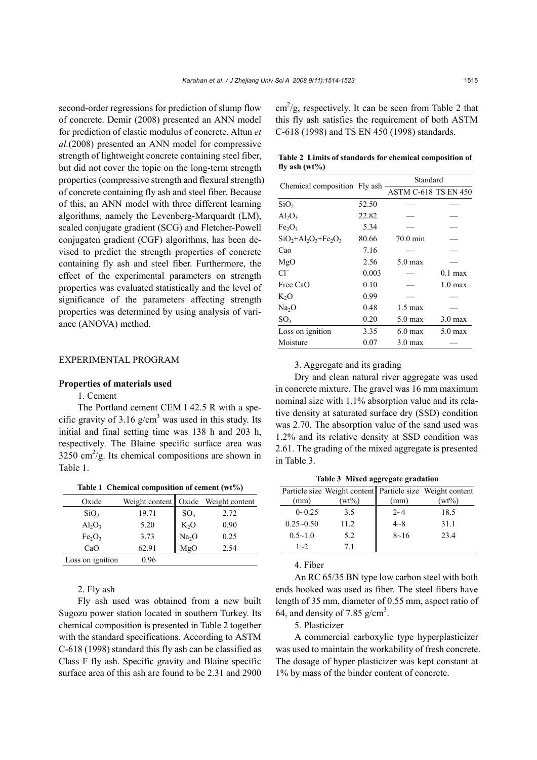second-order regressions for prediction of slump flow of concrete. Demir (2008) presented an ANN model for prediction of elastic modulus of concrete. Altun *et al.*(2008) presented an ANN model for compressive strength of lightweight concrete containing steel fiber, but did not cover the topic on the long-term strength properties (compressive strength and flexural strength) of concrete containing fly ash and steel fiber. Because of this, an ANN model with three different learning algorithms, namely the Levenberg-Marquardt (LM), scaled conjugate gradient (SCG) and Fletcher-Powell conjugaten gradient (CGF) algorithms, has been devised to predict the strength properties of concrete containing fly ash and steel fiber. Furthermore, the effect of the experimental parameters on strength properties was evaluated statistically and the level of significance of the parameters affecting strength properties was determined by using analysis of variance (ANOVA) method.

## EXPERIMENTAL PROGRAM

### Properties of materials used

1. Cement

The Portland cement CEM I 42.5 R with a specific gravity of 3.16 g/cm$^3$ was used in this study. Its initial and final setting time was 138 h and 203 h, respectively. The Blaine specific surface area was 3250 cm$^2$/g. Its chemical compositions are shown in Table 1.

**Table 1 Chemical composition of cement (wt%)**

| Oxide | Weight content | Oxide | Weight content |
|---|---|---|---|
| $SiO_2$ | 19.71 | $SO_3$ | 2.72 |
| $Al_2O_3$ | 5.20 | $K_2O$ | 0.90 |
| $Fe_2O_3$ | 3.73 | $Na_2O$ | 0.25 |
| CaO | 62.91 | MgO | 2.54 |
| Loss on ignition | 0.96 | | |

2. Fly ash

Fly ash used was obtained from a new built Sugozu power station located in southern Turkey. Its chemical composition is presented in Table 2 together with the standard specifications. According to ASTM C-618 (1998) standard this fly ash can be classified as Class F fly ash. Specific gravity and Blaine specific surface area of this ash are found to be 2.31 and 2900 cm$^2$/g, respectively. It can be seen from Table 2 that this fly ash satisfies the requirement of both ASTM C-618 (1998) and TS EN 450 (1998) standards.

**Table 2 Limits of standards for chemical composition of fly ash (wt%)**

| Chemical composition | Fly ash | Standard | |
|---|---|---|---|
| | | ASTM C-618 | TS EN 450 |
| $SiO_2$ | 52.50 | — | — |
| $Al_2O_3$ | 22.82 | — | — |
| $Fe_2O_3$ | 5.34 | — | — |
| $SiO_2+Al_2O_3+Fe_2O_3$ | 80.66 | 70.0 min | — |
| Cao | 7.16 | — | — |
| MgO | 2.56 | 5.0 max | — |
| $Cl^-$ | 0.003 | — | 0.1 max |
| Free CaO | 0.10 | — | 1.0 max |
| $K_2O$ | 0.99 | — | — |
| $Na_2O$ | 0.48 | 1.5 max | — |
| $SO_3$ | 0.20 | 5.0 max | 3.0 max |
| Loss on ignition | 3.35 | 6.0 max | 5.0 max |
| Moisture | 0.07 | 3.0 max | — |

3. Aggregate and its grading

Dry and clean natural river aggregate was used in concrete mixture. The gravel was 16 mm maximum nominal size with 1.1% absorption value and its relative density at saturated surface dry (SSD) condition was 2.70. The absorption value of the sand used was 1.2% and its relative density at SSD condition was 2.61. The grading of the mixed aggregate is presented in Table 3.

**Table 3 Mixed aggregate gradation**

| Particle size (mm) | Weight content (wt%) | Particle size (mm) | Weight content (wt%) |
|---|---|---|---|
| 0~0.25 | 3.5 | 2~4 | 18.5 |
| 0.25~0.50 | 11.2 | 4~8 | 31.1 |
| 0.5~1.0 | 5.2 | 8~16 | 23.4 |
| 1~2 | 7.1 | | |

4. Fiber

An RC 65/35 BN type low carbon steel with both ends hooked was used as fiber. The steel fibers have length of 35 mm, diameter of 0.55 mm, aspect ratio of 64, and density of 7.85 g/cm$^3$.

5. Plasticizer

A commercial carboxylic type hyperplasticizer was used to maintain the workability of fresh concrete. The dosage of hyper plasticizer was kept constant at 1% by mass of the binder content of concrete.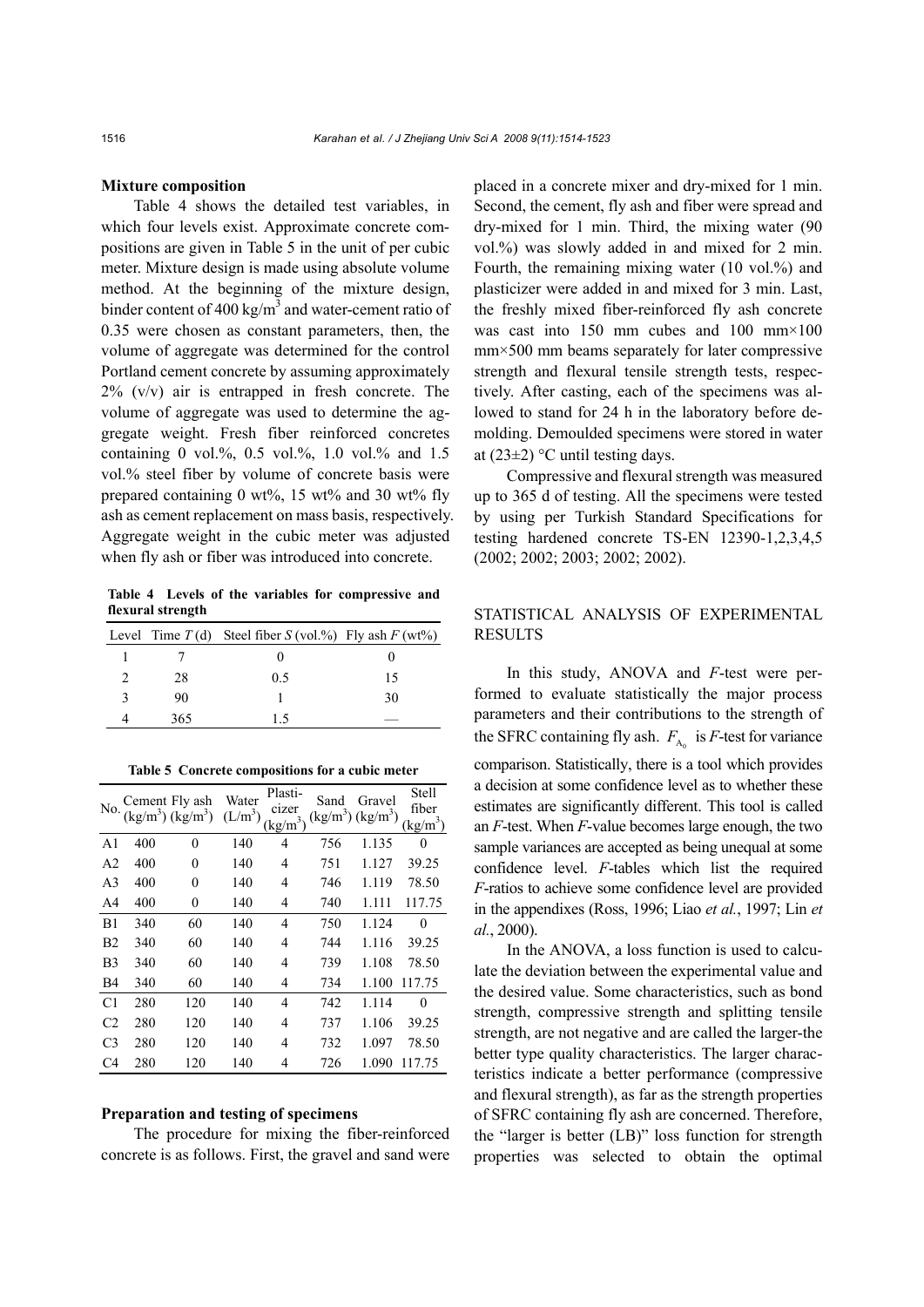### Mixture composition

Table 4 shows the detailed test variables, in which four levels exist. Approximate concrete compositions are given in Table 5 in the unit of per cubic meter. Mixture design is made using absolute volume method. At the beginning of the mixture design, binder content of 400 kg/m$^3$ and water-cement ratio of 0.35 were chosen as constant parameters, then, the volume of aggregate was determined for the control Portland cement concrete by assuming approximately 2% (v/v) air is entrapped in fresh concrete. The volume of aggregate was used to determine the aggregate weight. Fresh fiber reinforced concretes containing 0 vol.%, 0.5 vol.%, 1.0 vol.% and 1.5 vol.% steel fiber by volume of concrete basis were prepared containing 0 wt%, 15 wt% and 30 wt% fly ash as cement replacement on mass basis, respectively. Aggregate weight in the cubic meter was adjusted when fly ash or fiber was introduced into concrete.

**Table 4 Levels of the variables for compressive and flexural strength**

| Level | Time $T$ (d) | Steel fiber $S$ (vol.%) | Fly ash $F$ (wt%) |
|---|---|---|---|
| 1 | 7 | 0 | 0 |
| 2 | 28 | 0.5 | 15 |
| 3 | 90 | 1 | 30 |
| 4 | 365 | 1.5 | — |

**Table 5 Concrete compositions for a cubic meter**

| No. | Cement (kg/m$^3$) | Fly ash (kg/m$^3$) | Water (L/m$^3$) | Plasticizer (kg/m$^3$) | Sand (kg/m$^3$) | Gravel (kg/m$^3$) | Stell fiber (kg/m$^3$) |
|---|---|---|---|---|---|---|---|
| A1 | 400 | 0 | 140 | 4 | 756 | 1.135 | 0 |
| A2 | 400 | 0 | 140 | 4 | 751 | 1.127 | 39.25 |
| A3 | 400 | 0 | 140 | 4 | 746 | 1.119 | 78.50 |
| A4 | 400 | 0 | 140 | 4 | 740 | 1.111 | 117.75 |
| B1 | 340 | 60 | 140 | 4 | 750 | 1.124 | 0 |
| B2 | 340 | 60 | 140 | 4 | 744 | 1.116 | 39.25 |
| B3 | 340 | 60 | 140 | 4 | 739 | 1.108 | 78.50 |
| B4 | 340 | 60 | 140 | 4 | 734 | 1.100 | 117.75 |
| C1 | 280 | 120 | 140 | 4 | 742 | 1.114 | 0 |
| C2 | 280 | 120 | 140 | 4 | 737 | 1.106 | 39.25 |
| C3 | 280 | 120 | 140 | 4 | 732 | 1.097 | 78.50 |
| C4 | 280 | 120 | 140 | 4 | 726 | 1.090 | 117.75 |

### Preparation and testing of specimens

The procedure for mixing the fiber-reinforced concrete is as follows. First, the gravel and sand were placed in a concrete mixer and dry-mixed for 1 min. Second, the cement, fly ash and fiber were spread and dry-mixed for 1 min. Third, the mixing water (90 vol.%) was slowly added in and mixed for 2 min. Fourth, the remaining mixing water (10 vol.%) and plasticizer were added in and mixed for 3 min. Last, the freshly mixed fiber-reinforced fly ash concrete was cast into 150 mm cubes and 100 mm×100 mm×500 mm beams separately for later compressive strength and flexural tensile strength tests, respectively. After casting, each of the specimens was allowed to stand for 24 h in the laboratory before demolding. Demoulded specimens were stored in water at (23±2) °C until testing days.

Compressive and flexural strength was measured up to 365 d of testing. All the specimens were tested by using per Turkish Standard Specifications for testing hardened concrete TS-EN 12390-1,2,3,4,5 (2002; 2002; 2003; 2002; 2002).

## STATISTICAL ANALYSIS OF EXPERIMENTAL RESULTS

In this study, ANOVA and $F$-test were performed to evaluate statistically the major process parameters and their contributions to the strength of the SFRC containing fly ash. $F_{A_0}$ is $F$-test for variance comparison. Statistically, there is a tool which provides a decision at some confidence level as to whether these estimates are significantly different. This tool is called an $F$-test. When $F$-value becomes large enough, the two sample variances are accepted as being unequal at some confidence level. $F$-tables which list the required $F$-ratios to achieve some confidence level are provided in the appendixes (Ross, 1996; Liao *et al.*, 1997; Lin *et al.*, 2000).

In the ANOVA, a loss function is used to calculate the deviation between the experimental value and the desired value. Some characteristics, such as bond strength, compressive strength and splitting tensile strength, are not negative and are called the larger-the better type quality characteristics. The larger characteristics indicate a better performance (compressive and flexural strength), as far as the strength properties of SFRC containing fly ash are concerned. Therefore, the "larger is better (LB)" loss function for strength properties was selected to obtain the optimal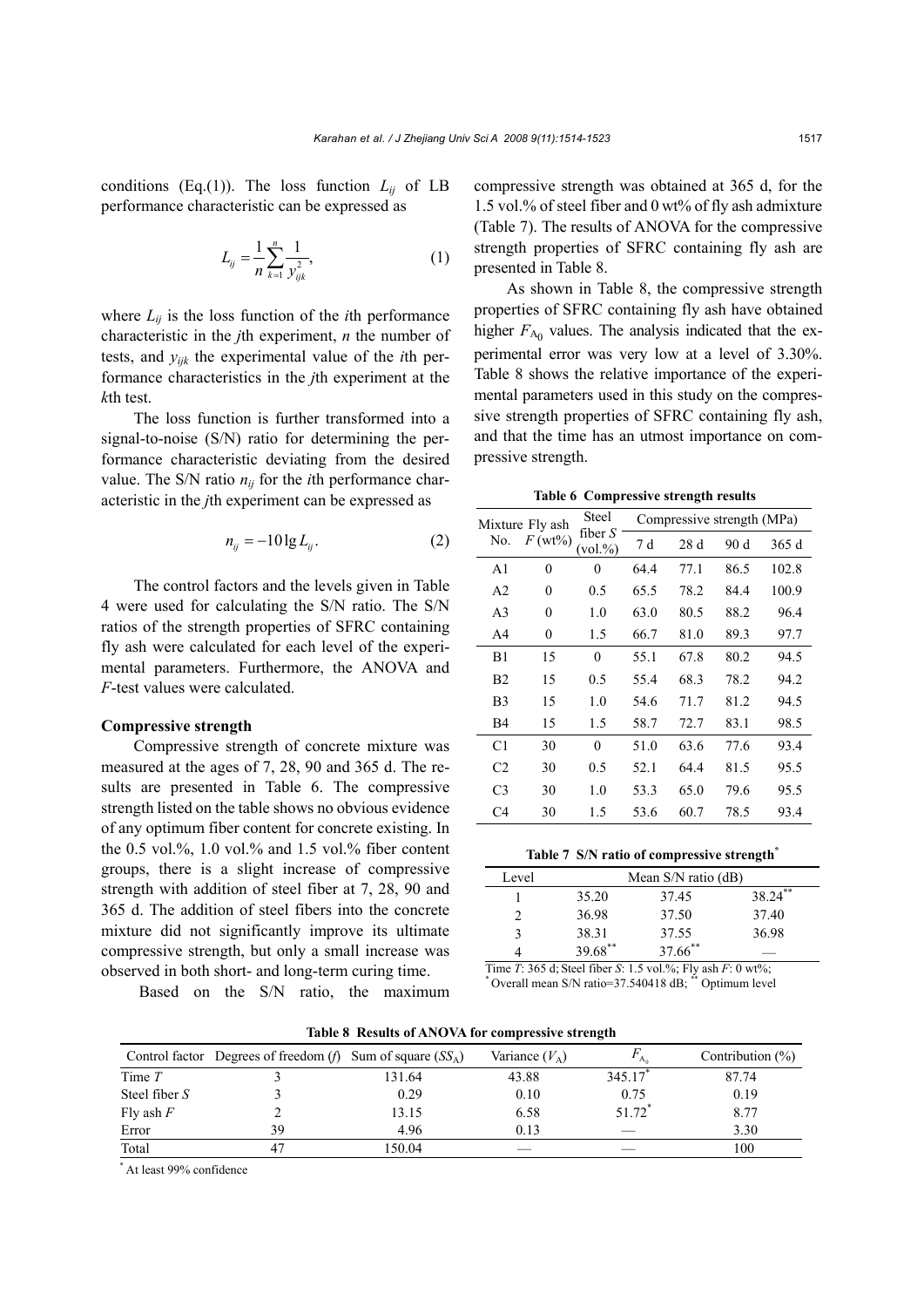conditions (Eq.(1)). The loss function $L_{ij}$ of LB performance characteristic can be expressed as

$$L_{ij} = \frac{1}{n}\sum_{k=1}^{n}\frac{1}{y_{ijk}^{2}}, \tag{1}$$

where $L_{ij}$ is the loss function of the $i$th performance characteristic in the $j$th experiment, $n$ the number of tests, and $y_{ijk}$ the experimental value of the $i$th performance characteristics in the $j$th experiment at the $k$th test.

The loss function is further transformed into a signal-to-noise (S/N) ratio for determining the performance characteristic deviating from the desired value. The S/N ratio $n_{ij}$ for the $i$th performance characteristic in the $j$th experiment can be expressed as

$$n_{ij} = -10\lg L_{ij}. \tag{2}$$

The control factors and the levels given in Table 4 were used for calculating the S/N ratio. The S/N ratios of the strength properties of SFRC containing fly ash were calculated for each level of the experimental parameters. Furthermore, the ANOVA and $F$-test values were calculated.

**Compressive strength**

Compressive strength of concrete mixture was measured at the ages of 7, 28, 90 and 365 d. The results are presented in Table 6. The compressive strength listed on the table shows no obvious evidence of any optimum fiber content for concrete existing. In the 0.5 vol.%, 1.0 vol.% and 1.5 vol.% fiber content groups, there is a slight increase of compressive strength with addition of steel fiber at 7, 28, 90 and 365 d. The addition of steel fibers into the concrete mixture did not significantly improve its ultimate compressive strength, but only a small increase was observed in both short- and long-term curing time.

Based on the S/N ratio, the maximum compressive strength was obtained at 365 d, for the 1.5 vol.% of steel fiber and 0 wt% of fly ash admixture (Table 7). The results of ANOVA for the compressive strength properties of SFRC containing fly ash are presented in Table 8.

As shown in Table 8, the compressive strength properties of SFRC containing fly ash have obtained higher $F_{A_0}$ values. The analysis indicated that the experimental error was very low at a level of 3.30%. Table 8 shows the relative importance of the experimental parameters used in this study on the compressive strength properties of SFRC containing fly ash, and that the time has an utmost importance on compressive strength.

**Table 6 Compressive strength results**

| Mixture No. | Fly ash $F$ (wt%) | Steel fiber $S$ (vol.%) | Compressive strength (MPa) | | | |
|---|---|---|---|---|---|---|
| | | | 7 d | 28 d | 90 d | 365 d |
| A1 | 0 | 0 | 64.4 | 77.1 | 86.5 | 102.8 |
| A2 | 0 | 0.5 | 65.5 | 78.2 | 84.4 | 100.9 |
| A3 | 0 | 1.0 | 63.0 | 80.5 | 88.2 | 96.4 |
| A4 | 0 | 1.5 | 66.7 | 81.0 | 89.3 | 97.7 |
| B1 | 15 | 0 | 55.1 | 67.8 | 80.2 | 94.5 |
| B2 | 15 | 0.5 | 55.4 | 68.3 | 78.2 | 94.2 |
| B3 | 15 | 1.0 | 54.6 | 71.7 | 81.2 | 94.5 |
| B4 | 15 | 1.5 | 58.7 | 72.7 | 83.1 | 98.5 |
| C1 | 30 | 0 | 51.0 | 63.6 | 77.6 | 93.4 |
| C2 | 30 | 0.5 | 52.1 | 64.4 | 81.5 | 95.5 |
| C3 | 30 | 1.0 | 53.3 | 65.0 | 79.6 | 95.5 |
| C4 | 30 | 1.5 | 53.6 | 60.7 | 78.5 | 93.4 |

**Table 7 S/N ratio of compressive strength***

| Level | Mean S/N ratio (dB) | | |
|---|---|---|---|
| 1 | 35.20 | 37.45 | 38.24** |
| 2 | 36.98 | 37.50 | 37.40 |
| 3 | 38.31 | 37.55 | 36.98 |
| 4 | 39.68** | 37.66** | — |

Time $T$: 365 d; Steel fiber $S$: 1.5 vol.%; Fly ash $F$: 0 wt%;
* Overall mean S/N ratio=37.540418 dB; ** Optimum level

**Table 8 Results of ANOVA for compressive strength**

| Control factor | Degrees of freedom ($f$) | Sum of square ($SS_A$) | Variance ($V_A$) | $F_{A_0}$ | Contribution (%) |
|---|---|---|---|---|---|
| Time $T$ | 3 | 131.64 | 43.88 | 345.17* | 87.74 |
| Steel fiber $S$ | 3 | 0.29 | 0.10 | 0.75 | 0.19 |
| Fly ash $F$ | 2 | 13.15 | 6.58 | 51.72* | 8.77 |
| Error | 39 | 4.96 | 0.13 | — | 3.30 |
| Total | 47 | 150.04 | — | — | 100 |

* At least 99% confidence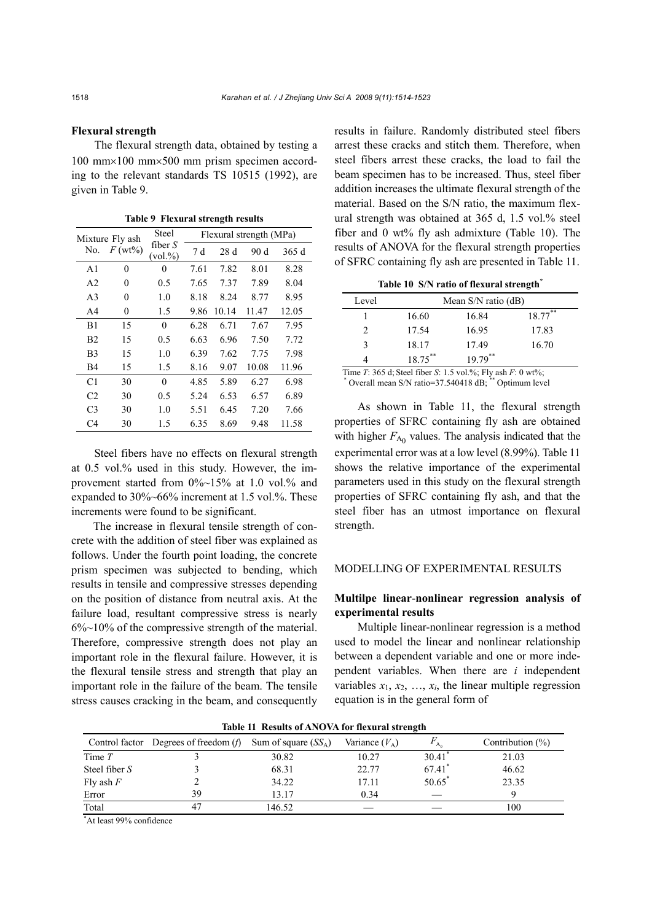### Flexural strength

The flexural strength data, obtained by testing a 100 mm×100 mm×500 mm prism specimen according to the relevant standards TS 10515 (1992), are given in Table 9.

**Table 9 Flexural strength results**

| Mixture No. | Fly ash $F$ (wt%) | Steel fiber $S$ (vol.%) | Flexural strength (MPa) | | | |
|---|---|---|---|---|---|---|
| | | | 7 d | 28 d | 90 d | 365 d |
| A1 | 0 | 0 | 7.61 | 7.82 | 8.01 | 8.28 |
| A2 | 0 | 0.5 | 7.65 | 7.37 | 7.89 | 8.04 |
| A3 | 0 | 1.0 | 8.18 | 8.24 | 8.77 | 8.95 |
| A4 | 0 | 1.5 | 9.86 | 10.14 | 11.47 | 12.05 |
| B1 | 15 | 0 | 6.28 | 6.71 | 7.67 | 7.95 |
| B2 | 15 | 0.5 | 6.63 | 6.96 | 7.50 | 7.72 |
| B3 | 15 | 1.0 | 6.39 | 7.62 | 7.75 | 7.98 |
| B4 | 15 | 1.5 | 8.16 | 9.07 | 10.08 | 11.96 |
| C1 | 30 | 0 | 4.85 | 5.89 | 6.27 | 6.98 |
| C2 | 30 | 0.5 | 5.24 | 6.53 | 6.57 | 6.89 |
| C3 | 30 | 1.0 | 5.51 | 6.45 | 7.20 | 7.66 |
| C4 | 30 | 1.5 | 6.35 | 8.69 | 9.48 | 11.58 |

Steel fibers have no effects on flexural strength at 0.5 vol.% used in this study. However, the improvement started from 0%~15% at 1.0 vol.% and expanded to 30%~66% increment at 1.5 vol.%. These increments were found to be significant.

The increase in flexural tensile strength of concrete with the addition of steel fiber was explained as follows. Under the fourth point loading, the concrete prism specimen was subjected to bending, which results in tensile and compressive stresses depending on the position of distance from neutral axis. At the failure load, resultant compressive stress is nearly 6%~10% of the compressive strength of the material. Therefore, compressive strength does not play an important role in the flexural failure. However, it is the flexural tensile stress and strength that play an important role in the failure of the beam. The tensile stress causes cracking in the beam, and consequently results in failure. Randomly distributed steel fibers arrest these cracks and stitch them. Therefore, when steel fibers arrest these cracks, the load to fail the beam specimen has to be increased. Thus, steel fiber addition increases the ultimate flexural strength of the material. Based on the S/N ratio, the maximum flexural strength was obtained at 365 d, 1.5 vol.% steel fiber and 0 wt% fly ash admixture (Table 10). The results of ANOVA for the flexural strength properties of SFRC containing fly ash are presented in Table 11.

**Table 10 S/N ratio of flexural strength***

| Level | Mean S/N ratio (dB) | | |
|---|---|---|---|
| 1 | 16.60 | 16.84 | 18.77** |
| 2 | 17.54 | 16.95 | 17.83 |
| 3 | 18.17 | 17.49 | 16.70 |
| 4 | 18.75** | 19.79** | |

Time $T$: 365 d; Steel fiber $S$: 1.5 vol.%; Fly ash $F$: 0 wt%;
* Overall mean S/N ratio=37.540418 dB; ** Optimum level

As shown in Table 11, the flexural strength properties of SFRC containing fly ash are obtained with higher $F_{A_0}$ values. The analysis indicated that the experimental error was at a low level (8.99%). Table 11 shows the relative importance of the experimental parameters used in this study on the flexural strength properties of SFRC containing fly ash, and that the steel fiber has an utmost importance on flexural strength.

## MODELLING OF EXPERIMENTAL RESULTS

### Multilpe linear-nonlinear regression analysis of experimental results

Multiple linear-nonlinear regression is a method used to model the linear and nonlinear relationship between a dependent variable and one or more independent variables. When there are $i$ independent variables $x_1, x_2, \ldots, x_i$, the linear multiple regression equation is in the general form of

**Table 11 Results of ANOVA for flexural strength**

| Control factor | Degrees of freedom ($f$) | Sum of square ($SS_A$) | Variance ($V_A$) | $F_{A_0}$ | Contribution (%) |
|---|---|---|---|---|---|
| Time $T$ | 3 | 30.82 | 10.27 | 30.41* | 21.03 |
| Steel fiber $S$ | 3 | 68.31 | 22.77 | 67.41* | 46.62 |
| Fly ash $F$ | 2 | 34.22 | 17.11 | 50.65* | 23.35 |
| Error | 39 | 13.17 | 0.34 | — | 9 |
| Total | 47 | 146.52 | — | — | 100 |

*At least 99% confidence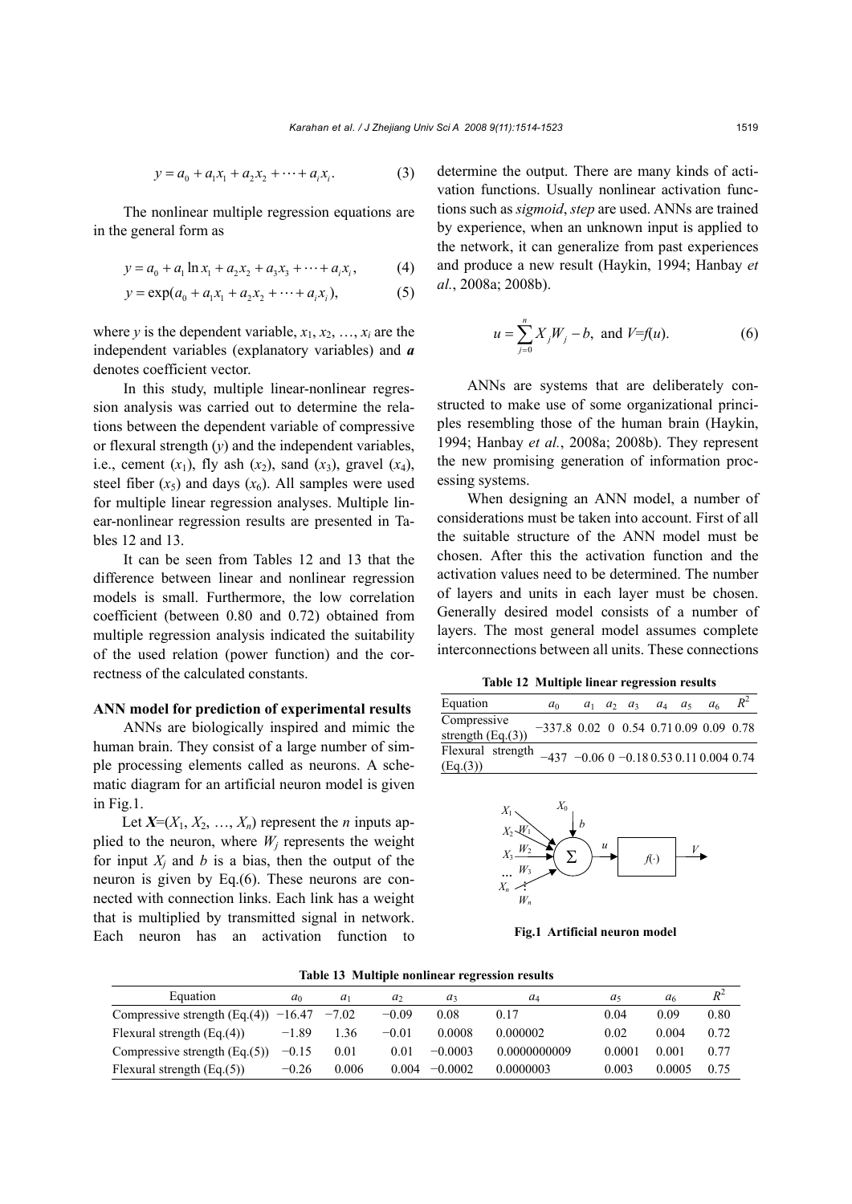$$y = a_0 + a_1 x_1 + a_2 x_2 + \cdots + a_i x_i. \quad (3)$$

The nonlinear multiple regression equations are in the general form as

$$y = a_0 + a_1 \ln x_1 + a_2 x_2 + a_3 x_3 + \cdots + a_i x_i, \quad (4)$$

$$y = \exp(a_0 + a_1 x_1 + a_2 x_2 + \cdots + a_i x_i), \quad (5)$$

where $y$ is the dependent variable, $x_1, x_2, \ldots, x_i$ are the independent variables (explanatory variables) and $\boldsymbol{a}$ denotes coefficient vector.

In this study, multiple linear-nonlinear regression analysis was carried out to determine the relations between the dependent variable of compressive or flexural strength ($y$) and the independent variables, i.e., cement ($x_1$), fly ash ($x_2$), sand ($x_3$), gravel ($x_4$), steel fiber ($x_5$) and days ($x_6$). All samples were used for multiple linear regression analyses. Multiple linear-nonlinear regression results are presented in Tables 12 and 13.

It can be seen from Tables 12 and 13 that the difference between linear and nonlinear regression models is small. Furthermore, the low correlation coefficient (between 0.80 and 0.72) obtained from multiple regression analysis indicated the suitability of the used relation (power function) and the correctness of the calculated constants.

**ANN model for prediction of experimental results**

ANNs are biologically inspired and mimic the human brain. They consist of a large number of simple processing elements called as neurons. A schematic diagram for an artificial neuron model is given in Fig.1.

Let $\boldsymbol{X}=(X_1, X_2, \ldots, X_n)$ represent the $n$ inputs applied to the neuron, where $W_j$ represents the weight for input $X_j$ and $b$ is a bias, then the output of the neuron is given by Eq.(6). These neurons are connected with connection links. Each link has a weight that is multiplied by transmitted signal in network. Each neuron has an activation function to determine the output. There are many kinds of activation functions. Usually nonlinear activation functions such as *sigmoid*, *step* are used. ANNs are trained by experience, when an unknown input is applied to the network, it can generalize from past experiences and produce a new result (Haykin, 1994; Hanbay *et al.*, 2008a; 2008b).

$$u = \sum_{j=0}^{n} X_j W_j - b, \text{ and } V=f(u). \quad (6)$$

ANNs are systems that are deliberately constructed to make use of some organizational principles resembling those of the human brain (Haykin, 1994; Hanbay *et al.*, 2008a; 2008b). They represent the new promising generation of information processing systems.

When designing an ANN model, a number of considerations must be taken into account. First of all the suitable structure of the ANN model must be chosen. After this the activation function and the activation values need to be determined. The number of layers and units in each layer must be chosen. Generally desired model consists of a number of layers. The most general model assumes complete interconnections between all units. These connections

**Table 12 Multiple linear regression results**

| Equation | $a_0$ | $a_1$ | $a_2$ | $a_3$ | $a_4$ | $a_5$ | $a_6$ | $R^2$ |
|---|---|---|---|---|---|---|---|---|
| Compressive strength (Eq.(3)) | −337.8 | 0.02 | 0 | 0.54 | 0.71 | 0.09 | 0.09 | 0.78 |
| Flexural strength (Eq.(3)) | −437 | −0.06 | 0 | −0.18 | 0.53 | 0.11 | 0.004 | 0.74 |

**Fig.1 Artificial neuron model**

**Table 13 Multiple nonlinear regression results**

| Equation | $a_0$ | $a_1$ | $a_2$ | $a_3$ | $a_4$ | $a_5$ | $a_6$ | $R^2$ |
|---|---|---|---|---|---|---|---|---|
| Compressive strength (Eq.(4)) | −16.47 | −7.02 | −0.09 | 0.08 | 0.17 | 0.04 | 0.09 | 0.80 |
| Flexural strength (Eq.(4)) | −1.89 | 1.36 | −0.01 | 0.0008 | 0.000002 | 0.02 | 0.004 | 0.72 |
| Compressive strength (Eq.(5)) | −0.15 | 0.01 | 0.01 | −0.0003 | 0.0000000009 | 0.0001 | 0.001 | 0.77 |
| Flexural strength (Eq.(5)) | −0.26 | 0.006 | 0.004 | −0.0002 | 0.0000003 | 0.003 | 0.0005 | 0.75 |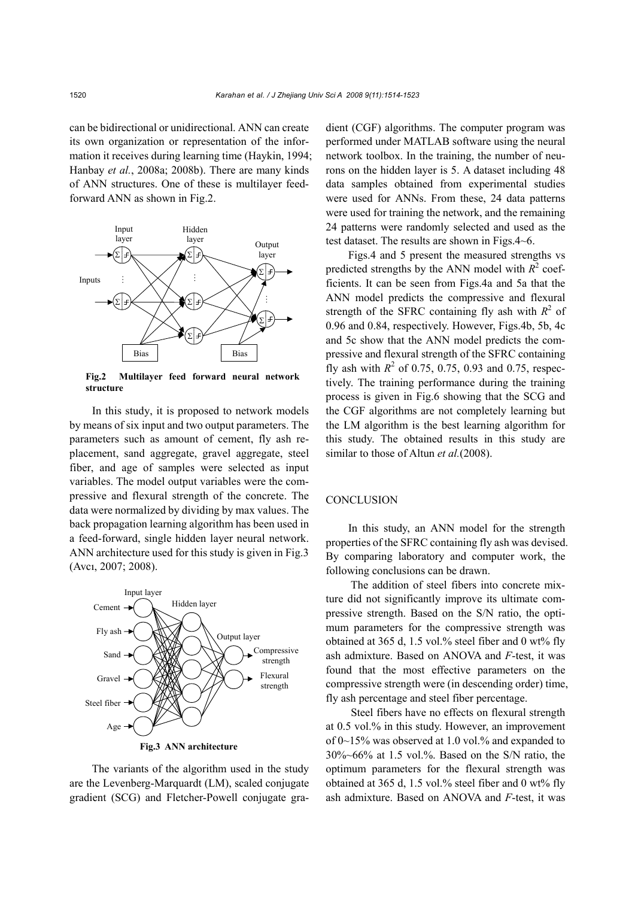can be bidirectional or unidirectional. ANN can create its own organization or representation of the information it receives during learning time (Haykin, 1994; Hanbay *et al.*, 2008a; 2008b). There are many kinds of ANN structures. One of these is multilayer feedforward ANN as shown in Fig.2.

**Fig.2 Multilayer feed forward neural network structure**

In this study, it is proposed to network models by means of six input and two output parameters. The parameters such as amount of cement, fly ash replacement, sand aggregate, gravel aggregate, steel fiber, and age of samples were selected as input variables. The model output variables were the compressive and flexural strength of the concrete. The data were normalized by dividing by max values. The back propagation learning algorithm has been used in a feed-forward, single hidden layer neural network. ANN architecture used for this study is given in Fig.3 (Avcı, 2007; 2008).

**Fig.3 ANN architecture**

The variants of the algorithm used in the study are the Levenberg-Marquardt (LM), scaled conjugate gradient (SCG) and Fletcher-Powell conjugate gradient (CGF) algorithms. The computer program was performed under MATLAB software using the neural network toolbox. In the training, the number of neurons on the hidden layer is 5. A dataset including 48 data samples obtained from experimental studies were used for ANNs. From these, 24 data patterns were used for training the network, and the remaining 24 patterns were randomly selected and used as the test dataset. The results are shown in Figs.4~6.

Figs.4 and 5 present the measured strengths vs predicted strengths by the ANN model with $R^2$ coefficients. It can be seen from Figs.4a and 5a that the ANN model predicts the compressive and flexural strength of the SFRC containing fly ash with $R^2$ of 0.96 and 0.84, respectively. However, Figs.4b, 5b, 4c and 5c show that the ANN model predicts the compressive and flexural strength of the SFRC containing fly ash with $R^2$ of 0.75, 0.75, 0.93 and 0.75, respectively. The training performance during the training process is given in Fig.6 showing that the SCG and the CGF algorithms are not completely learning but the LM algorithm is the best learning algorithm for this study. The obtained results in this study are similar to those of Altun *et al.*(2008).

## CONCLUSION

In this study, an ANN model for the strength properties of the SFRC containing fly ash was devised. By comparing laboratory and computer work, the following conclusions can be drawn.

The addition of steel fibers into concrete mixture did not significantly improve its ultimate compressive strength. Based on the S/N ratio, the optimum parameters for the compressive strength was obtained at 365 d, 1.5 vol.% steel fiber and 0 wt% fly ash admixture. Based on ANOVA and *F*-test, it was found that the most effective parameters on the compressive strength were (in descending order) time, fly ash percentage and steel fiber percentage.

Steel fibers have no effects on flexural strength at 0.5 vol.% in this study. However, an improvement of 0~15% was observed at 1.0 vol.% and expanded to 30%~66% at 1.5 vol.%. Based on the S/N ratio, the optimum parameters for the flexural strength was obtained at 365 d, 1.5 vol.% steel fiber and 0 wt% fly ash admixture. Based on ANOVA and *F*-test, it was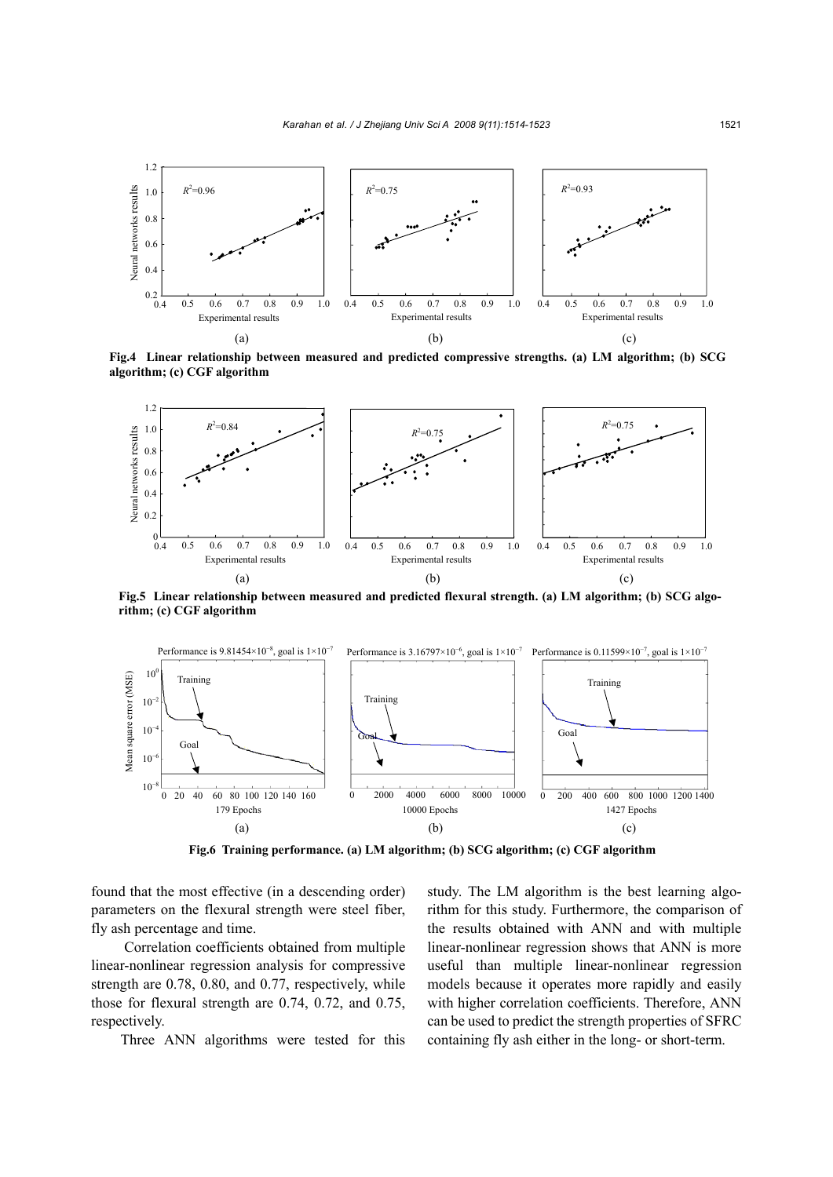Fig.4 **Linear relationship between measured and predicted compressive strengths. (a) LM algorithm; (b) SCG algorithm; (c) CGF algorithm**

Fig.5 **Linear relationship between measured and predicted flexural strength. (a) LM algorithm; (b) SCG algorithm; (c) CGF algorithm**

Fig.6 **Training performance. (a) LM algorithm; (b) SCG algorithm; (c) CGF algorithm**

found that the most effective (in a descending order) parameters on the flexural strength were steel fiber, fly ash percentage and time.

Correlation coefficients obtained from multiple linear-nonlinear regression analysis for compressive strength are 0.78, 0.80, and 0.77, respectively, while those for flexural strength are 0.74, 0.72, and 0.75, respectively.

Three ANN algorithms were tested for this study. The LM algorithm is the best learning algorithm for this study. Furthermore, the comparison of the results obtained with ANN and with multiple linear-nonlinear regression shows that ANN is more useful than multiple linear-nonlinear regression models because it operates more rapidly and easily with higher correlation coefficients. Therefore, ANN can be used to predict the strength properties of SFRC containing fly ash either in the long- or short-term.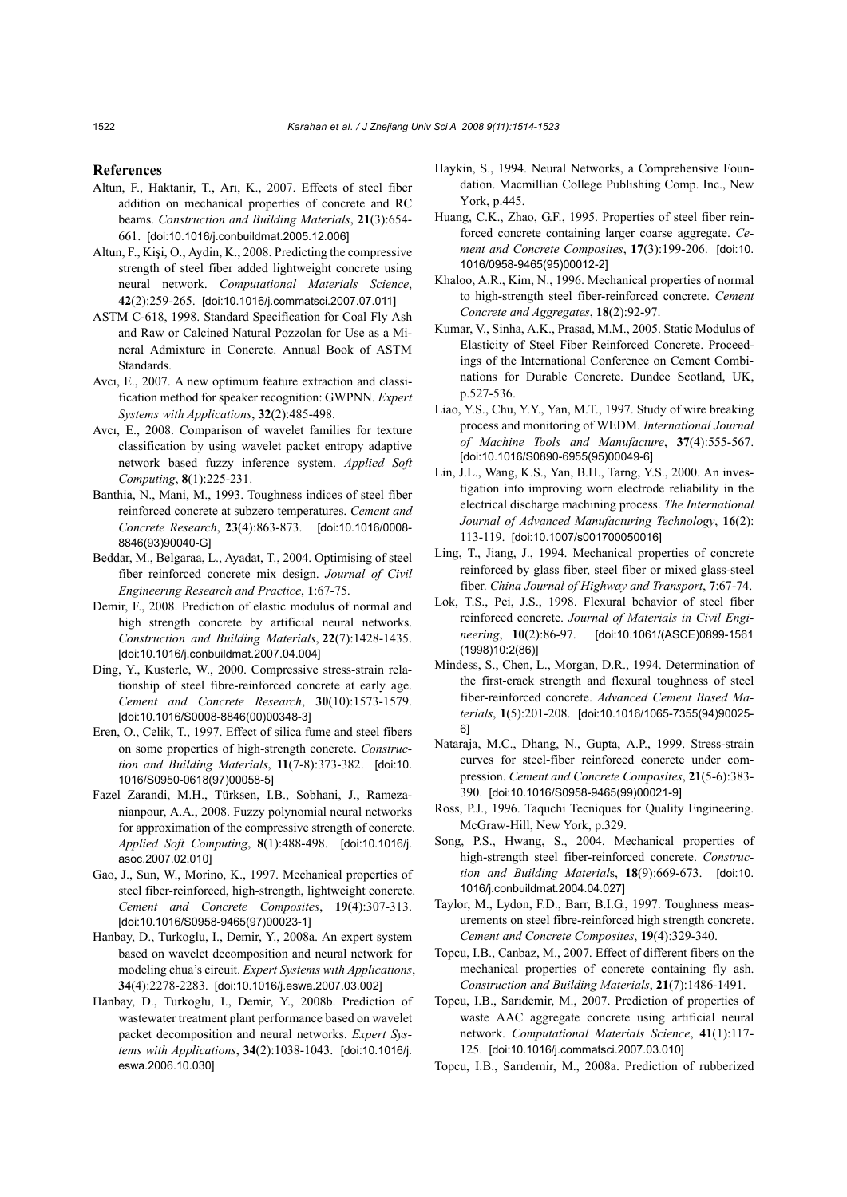## References

Altun, F., Haktanir, T., Arı, K., 2007. Effects of steel fiber addition on mechanical properties of concrete and RC beams. *Construction and Building Materials*, **21**(3):654-661. [doi:10.1016/j.conbuildmat.2005.12.006]

Altun, F., Kişi, O., Aydin, K., 2008. Predicting the compressive strength of steel fiber added lightweight concrete using neural network. *Computational Materials Science*, **42**(2):259-265. [doi:10.1016/j.commatsci.2007.07.011]

ASTM C-618, 1998. Standard Specification for Coal Fly Ash and Raw or Calcined Natural Pozzolan for Use as a Mineral Admixture in Concrete. Annual Book of ASTM Standards.

Avcı, E., 2007. A new optimum feature extraction and classification method for speaker recognition: GWPNN. *Expert Systems with Applications*, **32**(2):485-498.

Avcı, E., 2008. Comparison of wavelet families for texture classification by using wavelet packet entropy adaptive network based fuzzy inference system. *Applied Soft Computing*, **8**(1):225-231.

Banthia, N., Mani, M., 1993. Toughness indices of steel fiber reinforced concrete at subzero temperatures. *Cement and Concrete Research*, **23**(4):863-873. [doi:10.1016/0008-8846(93)90040-G]

Beddar, M., Belgaraa, L., Ayadat, T., 2004. Optimising of steel fiber reinforced concrete mix design. *Journal of Civil Engineering Research and Practice*, **1**:67-75.

Demir, F., 2008. Prediction of elastic modulus of normal and high strength concrete by artificial neural networks. *Construction and Building Materials*, **22**(7):1428-1435. [doi:10.1016/j.conbuildmat.2007.04.004]

Ding, Y., Kusterle, W., 2000. Compressive stress-strain relationship of steel fibre-reinforced concrete at early age. *Cement and Concrete Research*, **30**(10):1573-1579. [doi:10.1016/S0008-8846(00)00348-3]

Eren, O., Celik, T., 1997. Effect of silica fume and steel fibers on some properties of high-strength concrete. *Construction and Building Materials*, **11**(7-8):373-382. [doi:10.1016/S0950-0618(97)00058-5]

Fazel Zarandi, M.H., Türksen, I.B., Sobhani, J., Ramezanianpour, A.A., 2008. Fuzzy polynomial neural networks for approximation of the compressive strength of concrete. *Applied Soft Computing*, **8**(1):488-498. [doi:10.1016/j.asoc.2007.02.010]

Gao, J., Sun, W., Morino, K., 1997. Mechanical properties of steel fiber-reinforced, high-strength, lightweight concrete. *Cement and Concrete Composites*, **19**(4):307-313. [doi:10.1016/S0958-9465(97)00023-1]

Hanbay, D., Turkoglu, I., Demir, Y., 2008a. An expert system based on wavelet decomposition and neural network for modeling chua's circuit. *Expert Systems with Applications*, **34**(4):2278-2283. [doi:10.1016/j.eswa.2007.03.002]

Hanbay, D., Turkoglu, I., Demir, Y., 2008b. Prediction of wastewater treatment plant performance based on wavelet packet decomposition and neural networks. *Expert Systems with Applications*, **34**(2):1038-1043. [doi:10.1016/j.eswa.2006.10.030]

Haykin, S., 1994. Neural Networks, a Comprehensive Foundation. Macmillian College Publishing Comp. Inc., New York, p.445.

Huang, C.K., Zhao, G.F., 1995. Properties of steel fiber reinforced concrete containing larger coarse aggregate. *Cement and Concrete Composites*, **17**(3):199-206. [doi:10.1016/0958-9465(95)00012-2]

Khaloo, A.R., Kim, N., 1996. Mechanical properties of normal to high-strength steel fiber-reinforced concrete. *Cement Concrete and Aggregates*, **18**(2):92-97.

Kumar, V., Sinha, A.K., Prasad, M.M., 2005. Static Modulus of Elasticity of Steel Fiber Reinforced Concrete. Proceedings of the International Conference on Cement Combinations for Durable Concrete. Dundee Scotland, UK, p.527-536.

Liao, Y.S., Chu, Y.Y., Yan, M.T., 1997. Study of wire breaking process and monitoring of WEDM. *International Journal of Machine Tools and Manufacture*, **37**(4):555-567. [doi:10.1016/S0890-6955(95)00049-6]

Lin, J.L., Wang, K.S., Yan, B.H., Tarng, Y.S., 2000. An investigation into improving worn electrode reliability in the electrical discharge machining process. *The International Journal of Advanced Manufacturing Technology*, **16**(2):113-119. [doi:10.1007/s001700050016]

Ling, T., Jiang, J., 1994. Mechanical properties of concrete reinforced by glass fiber, steel fiber or mixed glass-steel fiber. *China Journal of Highway and Transport*, **7**:67-74.

Lok, T.S., Pei, J.S., 1998. Flexural behavior of steel fiber reinforced concrete. *Journal of Materials in Civil Engineering*, **10**(2):86-97. [doi:10.1061/(ASCE)0899-1561(1998)10:2(86)]

Mindess, S., Chen, L., Morgan, D.R., 1994. Determination of the first-crack strength and flexural toughness of steel fiber-reinforced concrete. *Advanced Cement Based Materials*, **1**(5):201-208. [doi:10.1016/1065-7355(94)90025-6]

Nataraja, M.C., Dhang, N., Gupta, A.P., 1999. Stress-strain curves for steel-fiber reinforced concrete under compression. *Cement and Concrete Composites*, **21**(5-6):383-390. [doi:10.1016/S0958-9465(99)00021-9]

Ross, P.J., 1996. Taquchi Tecniques for Quality Engineering. McGraw-Hill, New York, p.329.

Song, P.S., Hwang, S., 2004. Mechanical properties of high-strength steel fiber-reinforced concrete. *Construction and Building Materials*, **18**(9):669-673. [doi:10.1016/j.conbuildmat.2004.04.027]

Taylor, M., Lydon, F.D., Barr, B.I.G., 1997. Toughness measurements on steel fibre-reinforced high strength concrete. *Cement and Concrete Composites*, **19**(4):329-340.

Topcu, I.B., Canbaz, M., 2007. Effect of different fibers on the mechanical properties of concrete containing fly ash. *Construction and Building Materials*, **21**(7):1486-1491.

Topcu, I.B., Sarıdemir, M., 2007. Prediction of properties of waste AAC aggregate concrete using artificial neural network. *Computational Materials Science*, **41**(1):117-125. [doi:10.1016/j.commatsci.2007.03.010]

Topcu, I.B., Sarıdemir, M., 2008a. Prediction of rubberized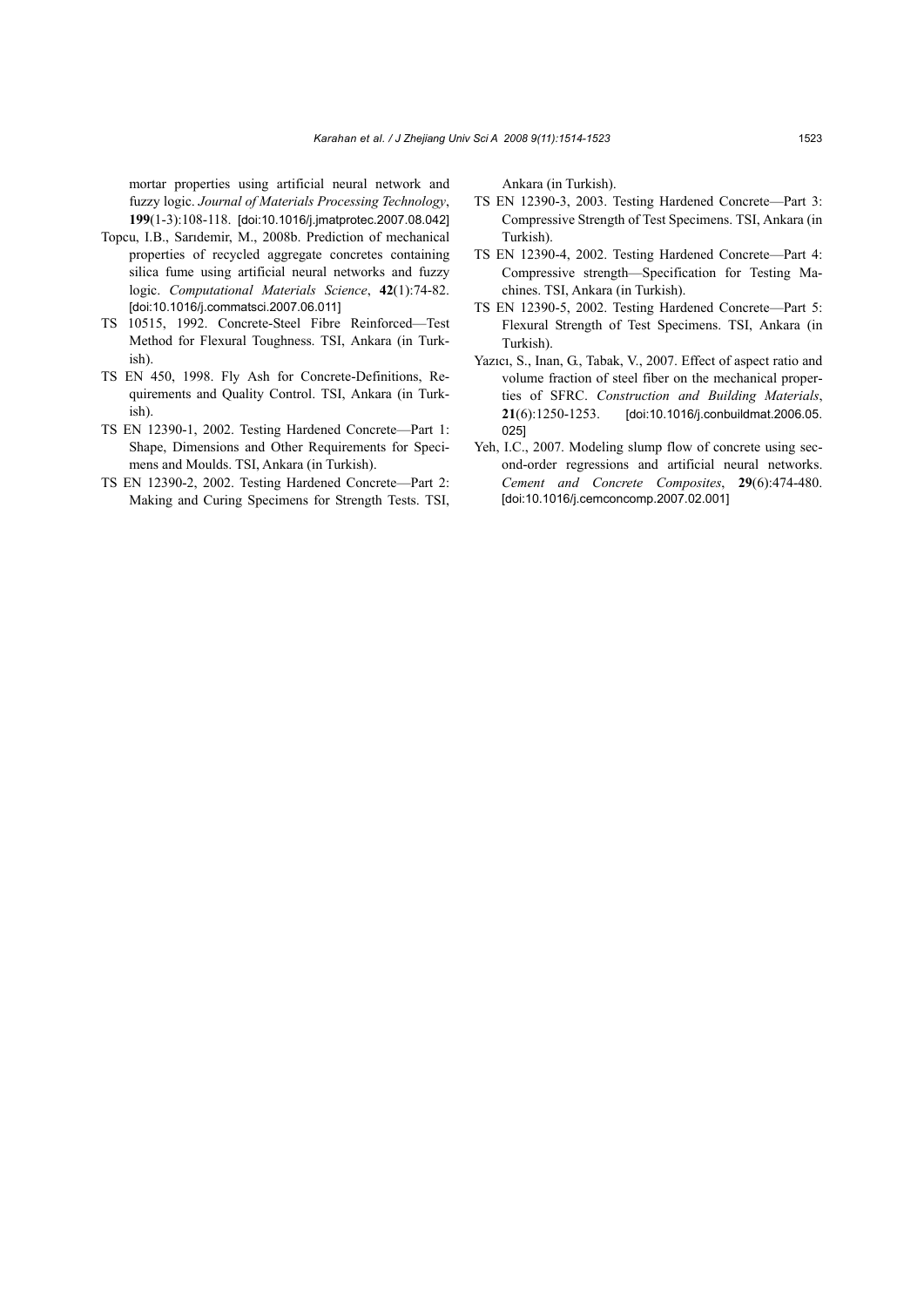mortar properties using artificial neural network and fuzzy logic. *Journal of Materials Processing Technology*, **199**(1-3):108-118. [doi:10.1016/j.jmatprotec.2007.08.042]

Topcu, I.B., Sarıdemir, M., 2008b. Prediction of mechanical properties of recycled aggregate concretes containing silica fume using artificial neural networks and fuzzy logic. *Computational Materials Science*, **42**(1):74-82. [doi:10.1016/j.commatsci.2007.06.011]

TS 10515, 1992. Concrete-Steel Fibre Reinforced—Test Method for Flexural Toughness. TSI, Ankara (in Turkish).

TS EN 450, 1998. Fly Ash for Concrete-Definitions, Requirements and Quality Control. TSI, Ankara (in Turkish).

TS EN 12390-1, 2002. Testing Hardened Concrete—Part 1: Shape, Dimensions and Other Requirements for Specimens and Moulds. TSI, Ankara (in Turkish).

TS EN 12390-2, 2002. Testing Hardened Concrete—Part 2: Making and Curing Specimens for Strength Tests. TSI, Ankara (in Turkish).

TS EN 12390-3, 2003. Testing Hardened Concrete—Part 3: Compressive Strength of Test Specimens. TSI, Ankara (in Turkish).

TS EN 12390-4, 2002. Testing Hardened Concrete—Part 4: Compressive strength—Specification for Testing Machines. TSI, Ankara (in Turkish).

TS EN 12390-5, 2002. Testing Hardened Concrete—Part 5: Flexural Strength of Test Specimens. TSI, Ankara (in Turkish).

Yazıcı, S., Inan, G., Tabak, V., 2007. Effect of aspect ratio and volume fraction of steel fiber on the mechanical properties of SFRC. *Construction and Building Materials*, **21**(6):1250-1253. [doi:10.1016/j.conbuildmat.2006.05.025]

Yeh, I.C., 2007. Modeling slump flow of concrete using second-order regressions and artificial neural networks. *Cement and Concrete Composites*, **29**(6):474-480. [doi:10.1016/j.cemconcomp.2007.02.001]